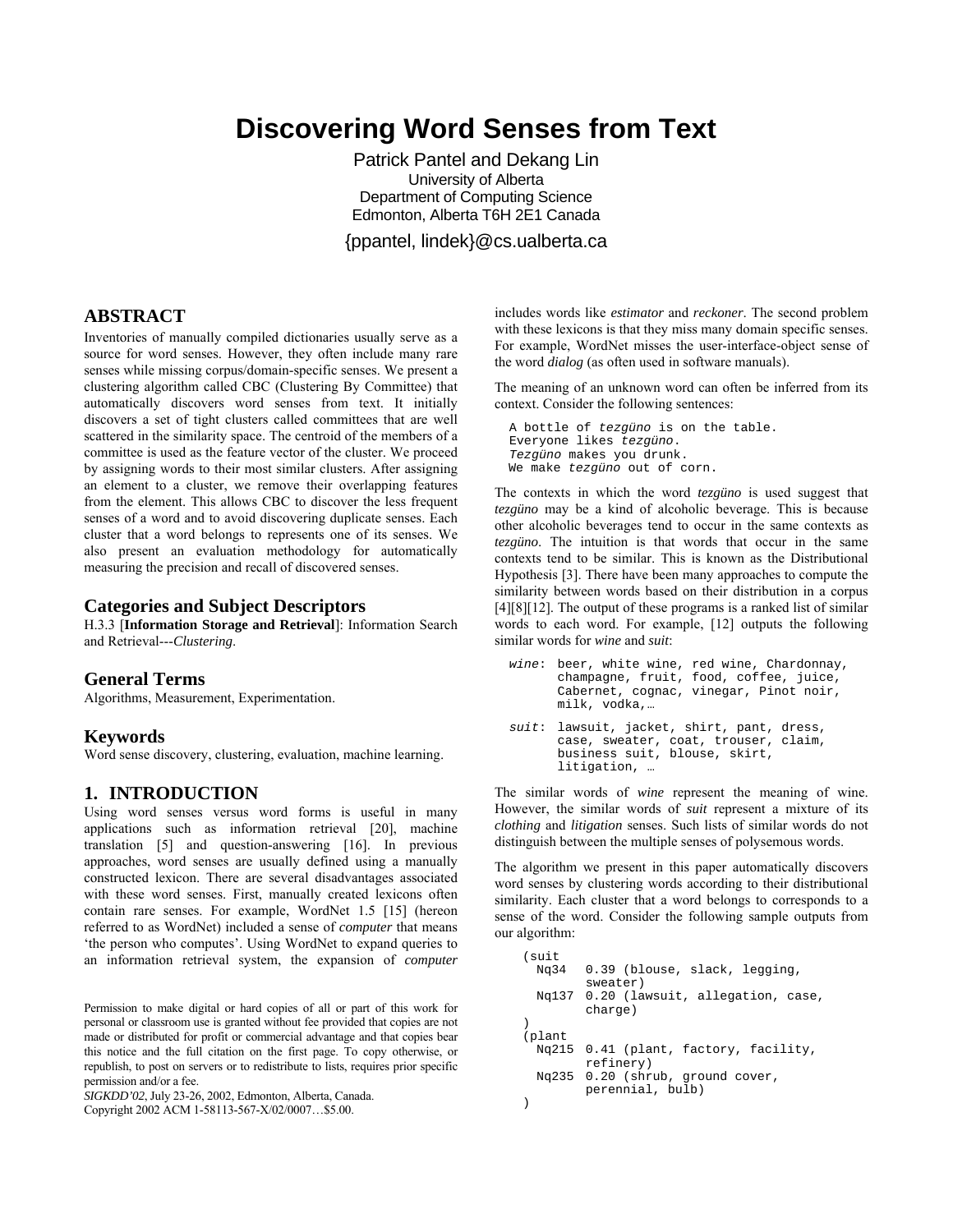# Discovering Word Senses from Text

Patrick Pantel and Dekang Lin
University of Alberta
Department of Computing Science
Edmonton, Alberta T6H 2E1 Canada
{ppantel, lindek}@cs.ualberta.ca

## ABSTRACT

Inventories of manually compiled dictionaries usually serve as a source for word senses. However, they often include many rare senses while missing corpus/domain-specific senses. We present a clustering algorithm called CBC (Clustering By Committee) that automatically discovers word senses from text. It initially discovers a set of tight clusters called committees that are well scattered in the similarity space. The centroid of the members of a committee is used as the feature vector of the cluster. We proceed by assigning words to their most similar clusters. After assigning an element to a cluster, we remove their overlapping features from the element. This allows CBC to discover the less frequent senses of a word and to avoid discovering duplicate senses. Each cluster that a word belongs to represents one of its senses. We also present an evaluation methodology for automatically measuring the precision and recall of discovered senses.

## Categories and Subject Descriptors

H.3.3 [**Information Storage and Retrieval**]: Information Search and Retrieval---*Clustering*.

## General Terms

Algorithms, Measurement, Experimentation.

## Keywords

Word sense discovery, clustering, evaluation, machine learning.

## 1. INTRODUCTION

Using word senses versus word forms is useful in many applications such as information retrieval [20], machine translation [5] and question-answering [16]. In previous approaches, word senses are usually defined using a manually constructed lexicon. There are several disadvantages associated with these word senses. First, manually created lexicons often contain rare senses. For example, WordNet 1.5 [15] (hereon referred to as WordNet) included a sense of *computer* that means 'the person who computes'. Using WordNet to expand queries to an information retrieval system, the expansion of *computer* includes words like *estimator* and *reckoner*. The second problem with these lexicons is that they miss many domain specific senses. For example, WordNet misses the user-interface-object sense of the word *dialog* (as often used in software manuals).

The meaning of an unknown word can often be inferred from its context. Consider the following sentences:

```
A bottle of tezgüno is on the table.
Everyone likes tezgüno.
Tezgüno makes you drunk.
We make tezgüno out of corn.
```

The contexts in which the word *tezgüno* is used suggest that *tezgüno* may be a kind of alcoholic beverage. This is because other alcoholic beverages tend to occur in the same contexts as *tezgüno*. The intuition is that words that occur in the same contexts tend to be similar. This is known as the Distributional Hypothesis [3]. There have been many approaches to compute the similarity between words based on their distribution in a corpus [4][8][12]. The output of these programs is a ranked list of similar words to each word. For example, [12] outputs the following similar words for *wine* and *suit*:

```
wine: beer, white wine, red wine, Chardonnay,
      champagne, fruit, food, coffee, juice,
      Cabernet, cognac, vinegar, Pinot noir,
      milk, vodka,…

suit: lawsuit, jacket, shirt, pant, dress,
      case, sweater, coat, trouser, claim,
      business suit, blouse, skirt,
      litigation, …
```

The similar words of *wine* represent the meaning of wine. However, the similar words of *suit* represent a mixture of its *clothing* and *litigation* senses. Such lists of similar words do not distinguish between the multiple senses of polysemous words.

The algorithm we present in this paper automatically discovers word senses by clustering words according to their distributional similarity. Each cluster that a word belongs to corresponds to a sense of the word. Consider the following sample outputs from our algorithm:

```
(suit
  Nq34   0.39 (blouse, slack, legging,
         sweater)
  Nq137  0.20 (lawsuit, allegation, case,
         charge)
)
(plant
  Nq215  0.41 (plant, factory, facility,
         refinery)
  Nq235  0.20 (shrub, ground cover,
         perennial, bulb)
)
```

Permission to make digital or hard copies of all or part of this work for personal or classroom use is granted without fee provided that copies are not made or distributed for profit or commercial advantage and that copies bear this notice and the full citation on the first page. To copy otherwise, or republish, to post on servers or to redistribute to lists, requires prior specific permission and/or a fee.
*SIGKDD'02*, July 23-26, 2002, Edmonton, Alberta, Canada.
Copyright 2002 ACM 1-58113-567-X/02/0007…$5.00.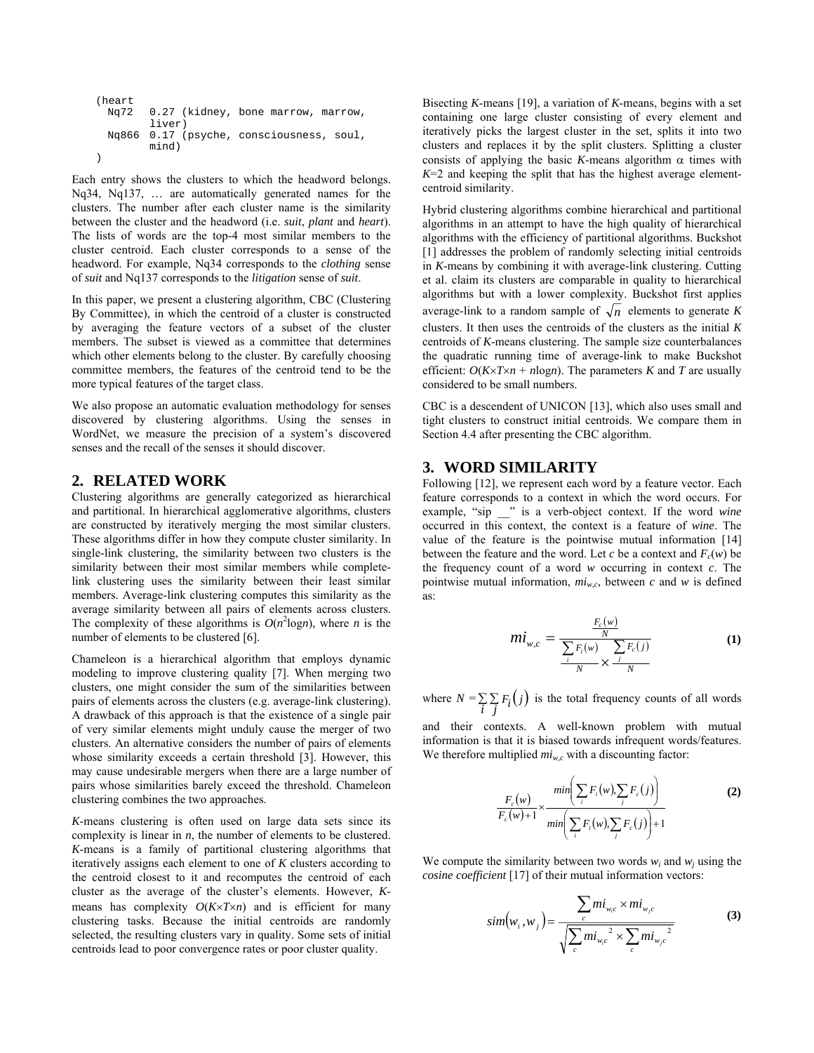```
(heart
  Nq72   0.27 (kidney, bone marrow, marrow,
         liver)
  Nq866  0.17 (psyche, consciousness, soul,
         mind)
)
```

Each entry shows the clusters to which the headword belongs. Nq34, Nq137, … are automatically generated names for the clusters. The number after each cluster name is the similarity between the cluster and the headword (i.e. ***suit***, ***plant*** and ***heart***). The lists of words are the top-4 most similar members to the cluster centroid. Each cluster corresponds to a sense of the headword. For example, Nq34 corresponds to the *clothing* sense of *suit* and Nq137 corresponds to the *litigation* sense of *suit*.

In this paper, we present a clustering algorithm, CBC (Clustering By Committee), in which the centroid of a cluster is constructed by averaging the feature vectors of a subset of the cluster members. The subset is viewed as a committee that determines which other elements belong to the cluster. By carefully choosing committee members, the features of the centroid tend to be the more typical features of the target class.

We also propose an automatic evaluation methodology for senses discovered by clustering algorithms. Using the senses in WordNet, we measure the precision of a system's discovered senses and the recall of the senses it should discover.

## 2. RELATED WORK

Clustering algorithms are generally categorized as hierarchical and partitional. In hierarchical agglomerative algorithms, clusters are constructed by iteratively merging the most similar clusters. These algorithms differ in how they compute cluster similarity. In single-link clustering, the similarity between two clusters is the similarity between their most similar members while complete-link clustering uses the similarity between their least similar members. Average-link clustering computes this similarity as the average similarity between all pairs of elements across clusters. The complexity of these algorithms is $O(n^2 \log n)$, where $n$ is the number of elements to be clustered [6].

Chameleon is a hierarchical algorithm that employs dynamic modeling to improve clustering quality [7]. When merging two clusters, one might consider the sum of the similarities between pairs of elements across the clusters (e.g. average-link clustering). A drawback of this approach is that the existence of a single pair of very similar elements might unduly cause the merger of two clusters. An alternative considers the number of pairs of elements whose similarity exceeds a certain threshold [3]. However, this may cause undesirable mergers when there are a large number of pairs whose similarities barely exceed the threshold. Chameleon clustering combines the two approaches.

*K*-means clustering is often used on large data sets since its complexity is linear in $n$, the number of elements to be clustered. *K*-means is a family of partitional clustering algorithms that iteratively assigns each element to one of $K$ clusters according to the centroid closest to it and recomputes the centroid of each cluster as the average of the cluster's elements. However, *K*-means has complexity $O(K \times T \times n)$ and is efficient for many clustering tasks. Because the initial centroids are randomly selected, the resulting clusters vary in quality. Some sets of initial centroids lead to poor convergence rates or poor cluster quality.

Bisecting *K*-means [19], a variation of *K*-means, begins with a set containing one large cluster consisting of every element and iteratively picks the largest cluster in the set, splits it into two clusters and replaces it by the split clusters. Splitting a cluster consists of applying the basic *K*-means algorithm $\alpha$ times with $K$=2 and keeping the split that has the highest average element-centroid similarity.

Hybrid clustering algorithms combine hierarchical and partitional algorithms in an attempt to have the high quality of hierarchical algorithms with the efficiency of partitional algorithms. Buckshot [1] addresses the problem of randomly selecting initial centroids in *K*-means by combining it with average-link clustering. Cutting et al. claim its clusters are comparable in quality to hierarchical algorithms but with a lower complexity. Buckshot first applies average-link to a random sample of $\sqrt{n}$ elements to generate $K$ clusters. It then uses the centroids of the clusters as the initial $K$ centroids of *K*-means clustering. The sample size counterbalances the quadratic running time of average-link to make Buckshot efficient: $O(K \times T \times n + n \log n)$. The parameters $K$ and $T$ are usually considered to be small numbers.

CBC is a descendent of UNICON [13], which also uses small and tight clusters to construct initial centroids. We compare them in Section 4.4 after presenting the CBC algorithm.

## 3. WORD SIMILARITY

Following [12], we represent each word by a feature vector. Each feature corresponds to a context in which the word occurs. For example, "sip __" is a verb-object context. If the word *wine* occurred in this context, the context is a feature of *wine*. The value of the feature is the pointwise mutual information [14] between the feature and the word. Let $c$ be a context and $F_c(w)$ be the frequency count of a word $w$ occurring in context $c$. The pointwise mutual information, $mi_{w,c}$, between $c$ and $w$ is defined as:

$$mi_{w,c} = \frac{\frac{F_c(w)}{N}}{\frac{\sum_i F_i(w)}{N} \times \frac{\sum_j F_c(j)}{N}} \quad \textbf{(1)}$$

where $N = \sum_i \sum_j F_i(j)$ is the total frequency counts of all words and their contexts. A well-known problem with mutual information is that it is biased towards infrequent words/features. We therefore multiplied $mi_{w,c}$ with a discounting factor:

$$\frac{F_c(w)}{F_c(w)+1} \times \frac{min\left(\sum_i F_i(w), \sum_j F_c(j)\right)}{min\left(\sum_i F_i(w), \sum_j F_c(j)\right)+1} \quad \textbf{(2)}$$

We compute the similarity between two words $w_i$ and $w_j$ using the *cosine coefficient* [17] of their mutual information vectors:

$$sim(w_i, w_j) = \frac{\sum_c mi_{w_i c} \times mi_{w_j c}}{\sqrt{\sum_c mi_{w_i c}^2 \times \sum_c mi_{w_j c}^2}} \quad \textbf{(3)}$$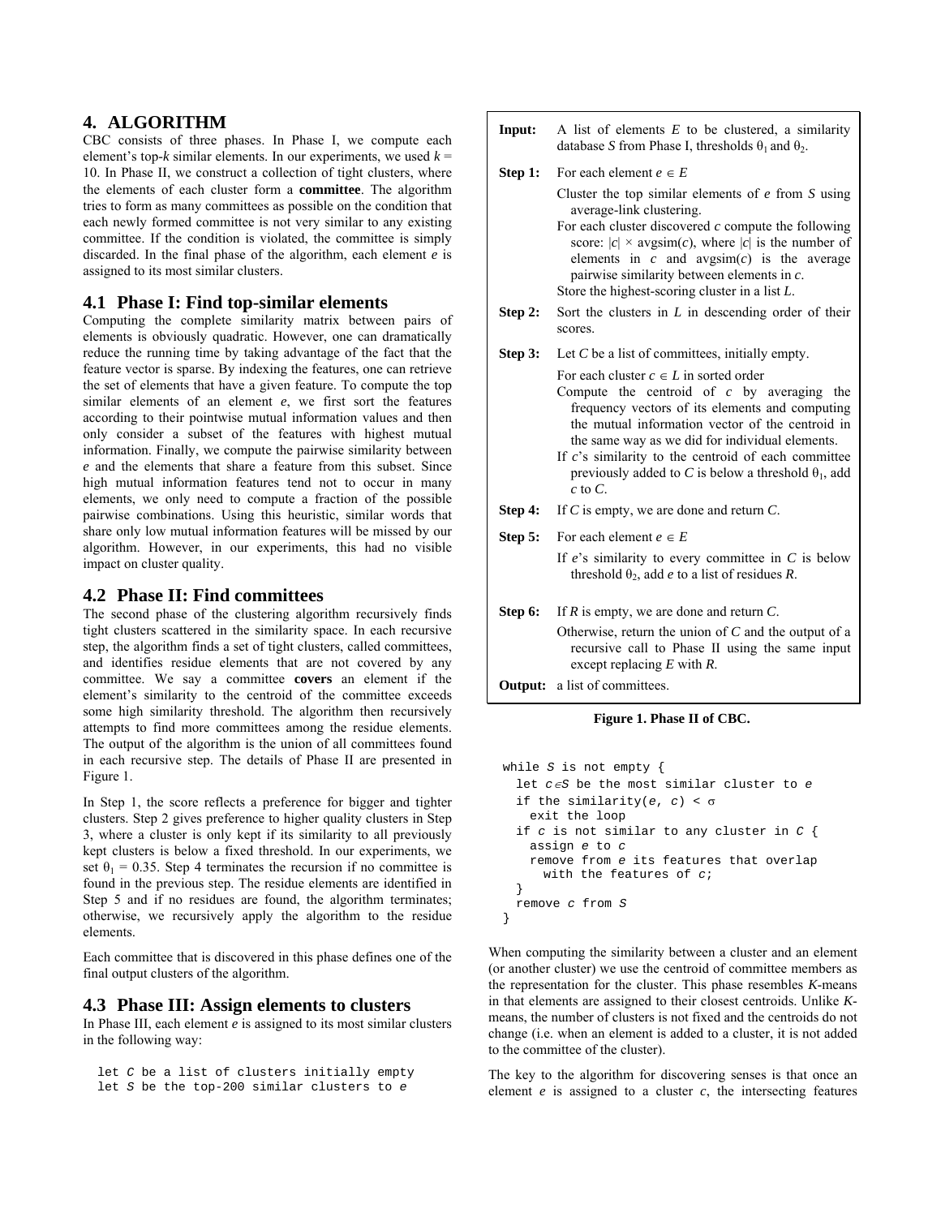## 4. ALGORITHM

CBC consists of three phases. In Phase I, we compute each element's top-*k* similar elements. In our experiments, we used $k = 10$. In Phase II, we construct a collection of tight clusters, where the elements of each cluster form a **committee**. The algorithm tries to form as many committees as possible on the condition that each newly formed committee is not very similar to any existing committee. If the condition is violated, the committee is simply discarded. In the final phase of the algorithm, each element *e* is assigned to its most similar clusters.

### 4.1 Phase I: Find top-similar elements

Computing the complete similarity matrix between pairs of elements is obviously quadratic. However, one can dramatically reduce the running time by taking advantage of the fact that the feature vector is sparse. By indexing the features, one can retrieve the set of elements that have a given feature. To compute the top similar elements of an element *e*, we first sort the features according to their pointwise mutual information values and then only consider a subset of the features with highest mutual information. Finally, we compute the pairwise similarity between *e* and the elements that share a feature from this subset. Since high mutual information features tend not to occur in many elements, we only need to compute a fraction of the possible pairwise combinations. Using this heuristic, similar words that share only low mutual information features will be missed by our algorithm. However, in our experiments, this had no visible impact on cluster quality.

### 4.2 Phase II: Find committees

The second phase of the clustering algorithm recursively finds tight clusters scattered in the similarity space. In each recursive step, the algorithm finds a set of tight clusters, called committees, and identifies residue elements that are not covered by any committee. We say a committee **covers** an element if the element's similarity to the centroid of the committee exceeds some high similarity threshold. The algorithm then recursively attempts to find more committees among the residue elements. The output of the algorithm is the union of all committees found in each recursive step. The details of Phase II are presented in Figure 1.

In Step 1, the score reflects a preference for bigger and tighter clusters. Step 2 gives preference to higher quality clusters in Step 3, where a cluster is only kept if its similarity to all previously kept clusters is below a fixed threshold. In our experiments, we set $\theta_1 = 0.35$. Step 4 terminates the recursion if no committee is found in the previous step. The residue elements are identified in Step 5 and if no residues are found, the algorithm terminates; otherwise, we recursively apply the algorithm to the residue elements.

Each committee that is discovered in this phase defines one of the final output clusters of the algorithm.

### 4.3 Phase III: Assign elements to clusters

In Phase III, each element *e* is assigned to its most similar clusters in the following way:

```
let C be a list of clusters initially empty
let S be the top-200 similar clusters to e
while S is not empty {
  let c∈S be the most similar cluster to e
  if the similarity(e, c) < σ
    exit the loop
  if c is not similar to any cluster in C {
    assign e to c
    remove from e its features that overlap
      with the features of c;
  }
  remove c from S
}
```

When computing the similarity between a cluster and an element (or another cluster) we use the centroid of committee members as the representation for the cluster. This phase resembles *K*-means in that elements are assigned to their closest centroids. Unlike *K*-means, the number of clusters is not fixed and the centroids do not change (i.e. when an element is added to a cluster, it is not added to the committee of the cluster).

The key to the algorithm for discovering senses is that once an element *e* is assigned to a cluster *c*, the intersecting features

---

**Input:** A list of elements *E* to be clustered, a similarity database *S* from Phase I, thresholds $\theta_1$ and $\theta_2$.

**Step 1:** For each element $e \in E$

Cluster the top similar elements of *e* from *S* using average-link clustering.

For each cluster discovered *c* compute the following score: $|c| \times \text{avgsim}(c)$, where $|c|$ is the number of elements in *c* and $\text{avgsim}(c)$ is the average pairwise similarity between elements in *c*.

Store the highest-scoring cluster in a list *L*.

**Step 2:** Sort the clusters in *L* in descending order of their scores.

**Step 3:** Let *C* be a list of committees, initially empty.

For each cluster $c \in L$ in sorted order

Compute the centroid of *c* by averaging the frequency vectors of its elements and computing the mutual information vector of the centroid in the same way as we did for individual elements.

If *c*'s similarity to the centroid of each committee previously added to *C* is below a threshold $\theta_1$, add *c* to *C*.

**Step 4:** If *C* is empty, we are done and return *C*.

**Step 5:** For each element $e \in E$

If *e*'s similarity to every committee in *C* is below threshold $\theta_2$, add *e* to a list of residues *R*.

**Step 6:** If *R* is empty, we are done and return *C*.

Otherwise, return the union of *C* and the output of a recursive call to Phase II using the same input except replacing *E* with *R*.

**Output:** a list of committees.

**Figure 1. Phase II of CBC.**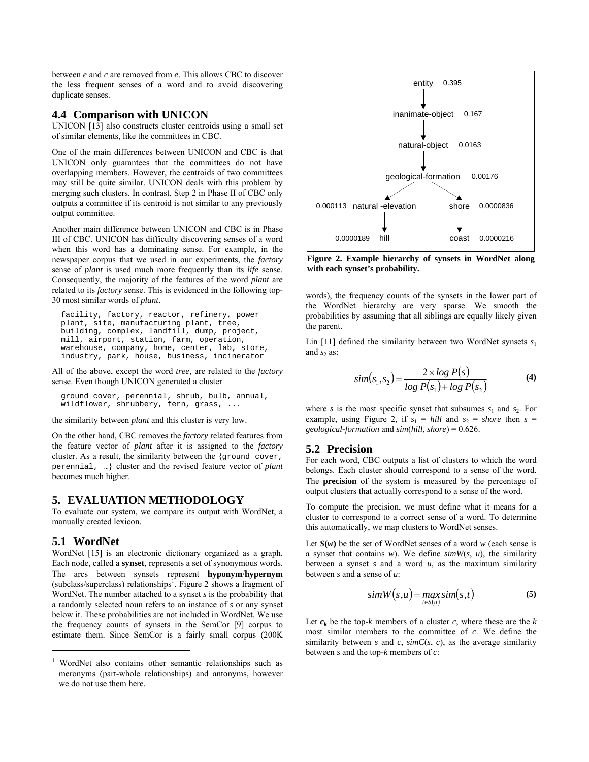between *e* and *c* are removed from *e*. This allows CBC to discover the less frequent senses of a word and to avoid discovering duplicate senses.

## 4.4 Comparison with UNICON

UNICON [13] also constructs cluster centroids using a small set of similar elements, like the committees in CBC.

One of the main differences between UNICON and CBC is that UNICON only guarantees that the committees do not have overlapping members. However, the centroids of two committees may still be quite similar. UNICON deals with this problem by merging such clusters. In contrast, Step 2 in Phase II of CBC only outputs a committee if its centroid is not similar to any previously output committee.

Another main difference between UNICON and CBC is in Phase III of CBC. UNICON has difficulty discovering senses of a word when this word has a dominating sense. For example, in the newspaper corpus that we used in our experiments, the *factory* sense of *plant* is used much more frequently than its *life* sense. Consequently, the majority of the features of the word *plant* are related to its *factory* sense. This is evidenced in the following top-30 most similar words of *plant*.

```
facility, factory, reactor, refinery, power
plant, site, manufacturing plant, tree,
building, complex, landfill, dump, project,
mill, airport, station, farm, operation,
warehouse, company, home, center, lab, store,
industry, park, house, business, incinerator
```

All of the above, except the word *tree*, are related to the *factory* sense. Even though UNICON generated a cluster

```
ground cover, perennial, shrub, bulb, annual,
wildflower, shrubbery, fern, grass, ...
```

the similarity between *plant* and this cluster is very low.

On the other hand, CBC removes the *factory* related features from the feature vector of *plant* after it is assigned to the *factory* cluster. As a result, the similarity between the {ground cover, perennial, …} cluster and the revised feature vector of *plant* becomes much higher.

# 5. EVALUATION METHODOLOGY

To evaluate our system, we compare its output with WordNet, a manually created lexicon.

## 5.1 WordNet

WordNet [15] is an electronic dictionary organized as a graph. Each node, called a **synset**, represents a set of synonymous words. The arcs between synsets represent **hyponym**/**hypernym** (subclass/superclass) relationships[1]. Figure 2 shows a fragment of WordNet. The number attached to a synset *s* is the probability that a randomly selected noun refers to an instance of *s* or any synset below it. These probabilities are not included in WordNet. We use the frequency counts of synsets in the SemCor [9] corpus to estimate them. Since SemCor is a fairly small corpus (200K words), the frequency counts of the synsets in the lower part of the WordNet hierarchy are very sparse. We smooth the probabilities by assuming that all siblings are equally likely given the parent.

[1] WordNet also contains other semantic relationships such as meronyms (part-whole relationships) and antonyms, however we do not use them here.

```
                    entity 0.395
                        |
              inanimate-object 0.167
                        |
                natural-object 0.0163
                        |
            geological-formation 0.00176
                  /              \
0.000113 natural-elevation     shore 0.0000836
                 |                 |
      0.0000189 hill           coast 0.0000216
```

**Figure 2. Example hierarchy of synsets in WordNet along with each synset's probability.**

Lin [11] defined the similarity between two WordNet synsets $s_1$ and $s_2$ as:

$$sim(s_1, s_2) = \frac{2 \times \log P(s)}{\log P(s_1) + \log P(s_2)} \tag{4}$$

where *s* is the most specific synset that subsumes $s_1$ and $s_2$. For example, using Figure 2, if $s_1$ = *hill* and $s_2$ = *shore* then *s* = *geological-formation* and *sim*(*hill*, *shore*) = 0.626.

## 5.2 Precision

For each word, CBC outputs a list of clusters to which the word belongs. Each cluster should correspond to a sense of the word. The **precision** of the system is measured by the percentage of output clusters that actually correspond to a sense of the word.

To compute the precision, we must define what it means for a cluster to correspond to a correct sense of a word. To determine this automatically, we map clusters to WordNet senses.

Let $S(w)$ be the set of WordNet senses of a word *w* (each sense is a synset that contains *w*). We define *simW*(*s*, *u*), the similarity between a synset *s* and a word *u*, as the maximum similarity between *s* and a sense of *u*:

$$simW(s, u) = \max_{t \in S(u)} sim(s, t) \tag{5}$$

Let $c_k$ be the top-*k* members of a cluster *c*, where these are the *k* most similar members to the committee of *c*. We define the similarity between *s* and *c*, *simC*(*s*, *c*), as the average similarity between *s* and the top-*k* members of *c*: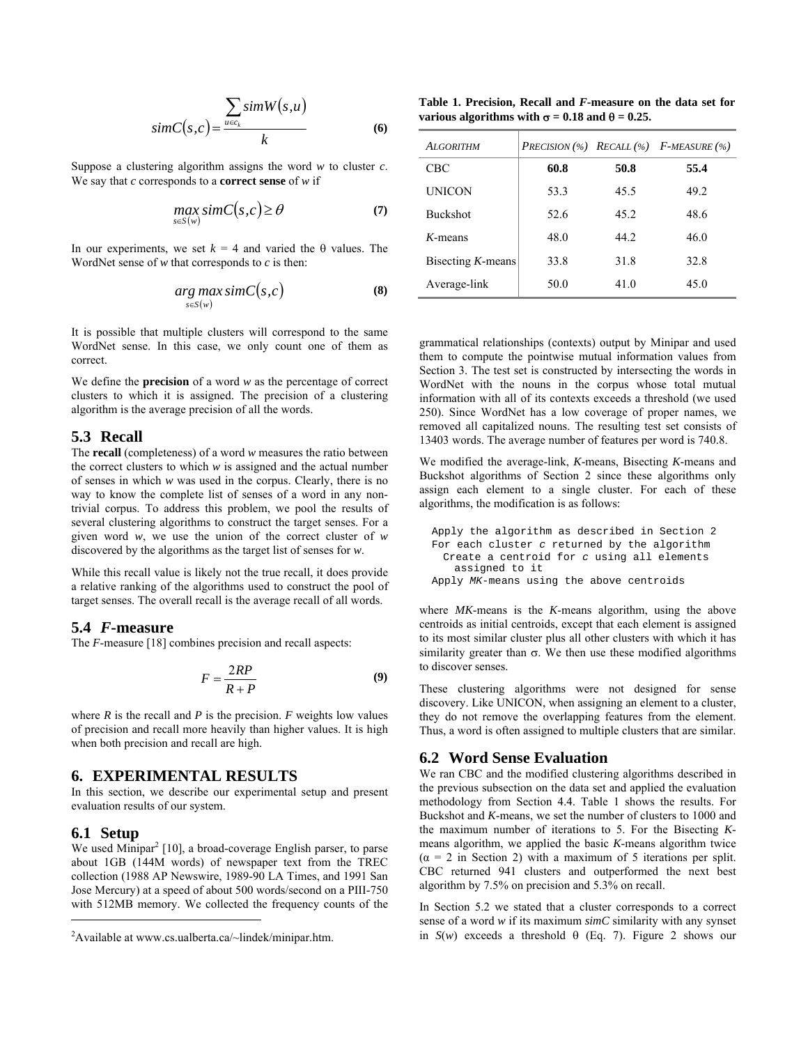$$simC(s,c) = \frac{\sum_{u \in c_k} simW(s,u)}{k} \quad \textbf{(6)}$$

Suppose a clustering algorithm assigns the word $w$ to cluster $c$. We say that $c$ corresponds to a **correct sense** of $w$ if

$$\max_{s \in S(w)} simC(s,c) \geq \theta \quad \textbf{(7)}$$

In our experiments, we set $k$ = 4 and varied the θ values. The WordNet sense of $w$ that corresponds to $c$ is then:

$$\arg\max_{s \in S(w)} simC(s,c) \quad \textbf{(8)}$$

It is possible that multiple clusters will correspond to the same WordNet sense. In this case, we only count one of them as correct.

We define the **precision** of a word $w$ as the percentage of correct clusters to which it is assigned. The precision of a clustering algorithm is the average precision of all the words.

## 5.3 Recall

The **recall** (completeness) of a word $w$ measures the ratio between the correct clusters to which $w$ is assigned and the actual number of senses in which $w$ was used in the corpus. Clearly, there is no way to know the complete list of senses of a word in any non-trivial corpus. To address this problem, we pool the results of several clustering algorithms to construct the target senses. For a given word $w$, we use the union of the correct cluster of $w$ discovered by the algorithms as the target list of senses for $w$.

While this recall value is likely not the true recall, it does provide a relative ranking of the algorithms used to construct the pool of target senses. The overall recall is the average recall of all words.

## 5.4 *F*-measure

The *F*-measure [18] combines precision and recall aspects:

$$F = \frac{2RP}{R+P} \quad \textbf{(9)}$$

where $R$ is the recall and $P$ is the precision. $F$ weights low values of precision and recall more heavily than higher values. It is high when both precision and recall are high.

# 6. EXPERIMENTAL RESULTS

In this section, we describe our experimental setup and present evaluation results of our system.

## 6.1 Setup

We used Minipar[2] [10], a broad-coverage English parser, to parse about 1GB (144M words) of newspaper text from the TREC collection (1988 AP Newswire, 1989-90 LA Times, and 1991 San Jose Mercury) at a speed of about 500 words/second on a PIII-750 with 512MB memory. We collected the frequency counts of the grammatical relationships (contexts) output by Minipar and used them to compute the pointwise mutual information values from Section 3. The test set is constructed by intersecting the words in WordNet with the nouns in the corpus whose total mutual information with all of its contexts exceeds a threshold (we used 250). Since WordNet has a low coverage of proper names, we removed all capitalized nouns. The resulting test set consists of 13403 words. The average number of features per word is 740.8.

[2] Available at www.cs.ualberta.ca/~lindek/minipar.htm.

**Table 1. Precision, Recall and *F*-measure on the data set for various algorithms with σ = 0.18 and θ = 0.25.**

| ALGORITHM | PRECISION (%) | RECALL (%) | *F*-MEASURE (%) |
|---|---|---|---|
| CBC | **60.8** | **50.8** | **55.4** |
| UNICON | 53.3 | 45.5 | 49.2 |
| Buckshot | 52.6 | 45.2 | 48.6 |
| *K*-means | 48.0 | 44.2 | 46.0 |
| Bisecting *K*-means | 33.8 | 31.8 | 32.8 |
| Average-link | 50.0 | 41.0 | 45.0 |

We modified the average-link, *K*-means, Bisecting *K*-means and Buckshot algorithms of Section 2 since these algorithms only assign each element to a single cluster. For each of these algorithms, the modification is as follows:

```
Apply the algorithm as described in Section 2
For each cluster c returned by the algorithm
  Create a centroid for c using all elements
    assigned to it
Apply MK-means using the above centroids
```

where *MK*-means is the *K*-means algorithm, using the above centroids as initial centroids, except that each element is assigned to its most similar cluster plus all other clusters with which it has similarity greater than σ. We then use these modified algorithms to discover senses.

These clustering algorithms were not designed for sense discovery. Like UNICON, when assigning an element to a cluster, they do not remove the overlapping features from the element. Thus, a word is often assigned to multiple clusters that are similar.

## 6.2 Word Sense Evaluation

We ran CBC and the modified clustering algorithms described in the previous subsection on the data set and applied the evaluation methodology from Section 4.4. Table 1 shows the results. For Buckshot and *K*-means, we set the number of clusters to 1000 and the maximum number of iterations to 5. For the Bisecting *K*-means algorithm, we applied the basic *K*-means algorithm twice (α = 2 in Section 2) with a maximum of 5 iterations per split. CBC returned 941 clusters and outperformed the next best algorithm by 7.5% on precision and 5.3% on recall.

In Section 5.2 we stated that a cluster corresponds to a correct sense of a word $w$ if its maximum *simC* similarity with any synset in $S(w)$ exceeds a threshold θ (Eq. 7). Figure 2 shows our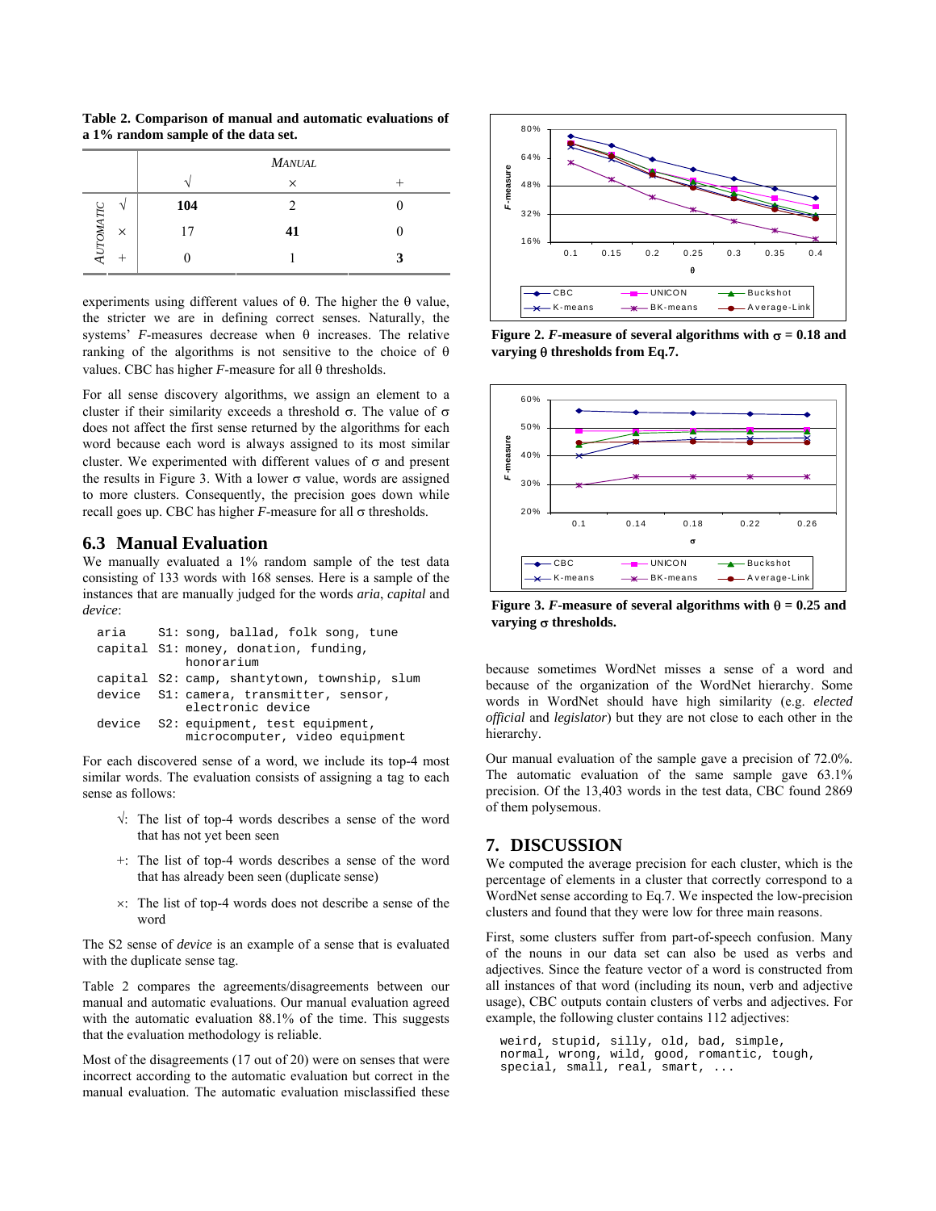**Table 2. Comparison of manual and automatic evaluations of a 1% random sample of the data set.**

| | | MANUAL | | |
|---|---|---|---|---|
| | | √ | × | + |
| AUTOMATIC | √ | **104** | 2 | 0 |
| | × | 17 | **41** | 0 |
| | + | 0 | 1 | **3** |

experiments using different values of θ. The higher the θ value, the stricter we are in defining correct senses. Naturally, the systems' *F*-measures decrease when θ increases. The relative ranking of the algorithms is not sensitive to the choice of θ values. CBC has higher *F*-measure for all θ thresholds.

For all sense discovery algorithms, we assign an element to a cluster if their similarity exceeds a threshold σ. The value of σ does not affect the first sense returned by the algorithms for each word because each word is always assigned to its most similar cluster. We experimented with different values of σ and present the results in Figure 3. With a lower σ value, words are assigned to more clusters. Consequently, the precision goes down while recall goes up. CBC has higher *F*-measure for all σ thresholds.

## 6.3 Manual Evaluation

We manually evaluated a 1% random sample of the test data consisting of 133 words with 168 senses. Here is a sample of the instances that are manually judged for the words *aria*, *capital* and *device*:

```
aria     S1: song, ballad, folk song, tune
capital  S1: money, donation, funding,
             honorarium
capital  S2: camp, shantytown, township, slum
device   S1: camera, transmitter, sensor,
             electronic device
device   S2: equipment, test equipment,
             microcomputer, video equipment
```

For each discovered sense of a word, we include its top-4 most similar words. The evaluation consists of assigning a tag to each sense as follows:

- √: The list of top-4 words describes a sense of the word that has not yet been seen
- +: The list of top-4 words describes a sense of the word that has already been seen (duplicate sense)
- ×: The list of top-4 words does not describe a sense of the word

The S2 sense of *device* is an example of a sense that is evaluated with the duplicate sense tag.

Table 2 compares the agreements/disagreements between our manual and automatic evaluations. Our manual evaluation agreed with the automatic evaluation 88.1% of the time. This suggests that the evaluation methodology is reliable.

Most of the disagreements (17 out of 20) were on senses that were incorrect according to the automatic evaluation but correct in the manual evaluation. The automatic evaluation misclassified these because sometimes WordNet misses a sense of a word and because of the organization of the WordNet hierarchy. Some words in WordNet should have high similarity (e.g. *elected official* and *legislator*) but they are not close to each other in the hierarchy.

**Figure 2. *F*-measure of several algorithms with σ = 0.18 and varying θ thresholds from Eq.7.**

**Figure 3. *F*-measure of several algorithms with θ = 0.25 and varying σ thresholds.**

Our manual evaluation of the sample gave a precision of 72.0%. The automatic evaluation of the same sample gave 63.1% precision. Of the 13,403 words in the test data, CBC found 2869 of them polysemous.

## 7. DISCUSSION

We computed the average precision for each cluster, which is the percentage of elements in a cluster that correctly correspond to a WordNet sense according to Eq.7. We inspected the low-precision clusters and found that they were low for three main reasons.

First, some clusters suffer from part-of-speech confusion. Many of the nouns in our data set can also be used as verbs and adjectives. Since the feature vector of a word is constructed from all instances of that word (including its noun, verb and adjective usage), CBC outputs contain clusters of verbs and adjectives. For example, the following cluster contains 112 adjectives:

```
weird, stupid, silly, old, bad, simple,
normal, wrong, wild, good, romantic, tough,
special, small, real, smart, ...
```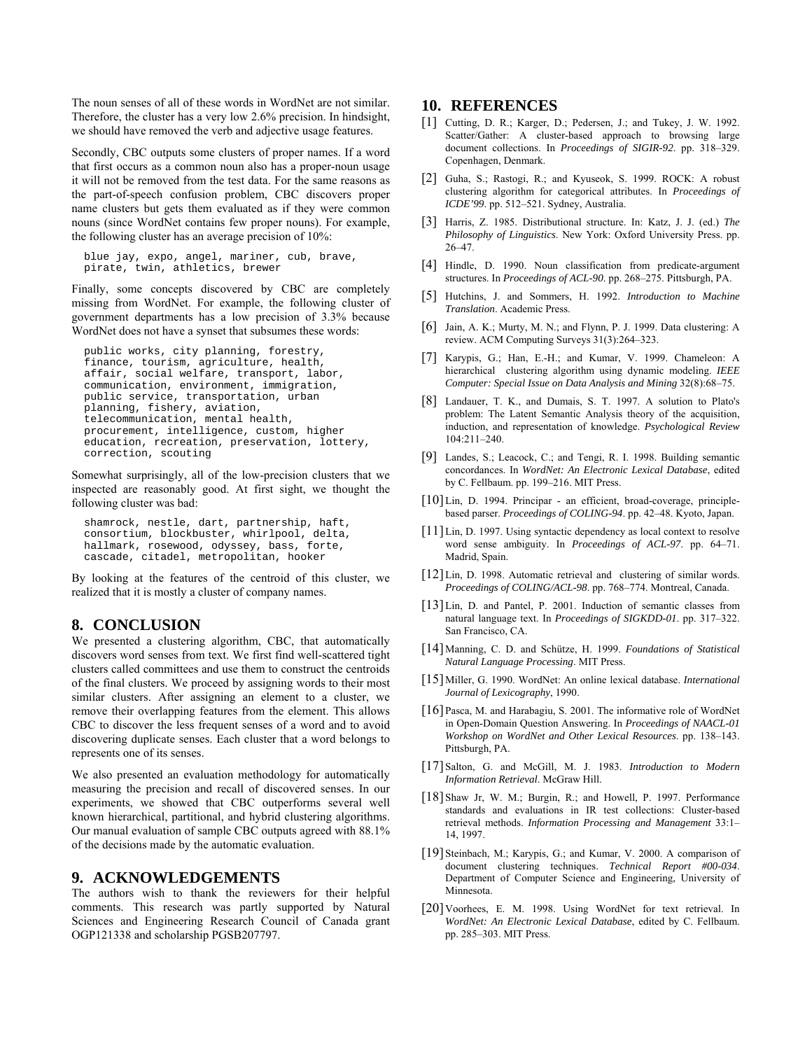The noun senses of all of these words in WordNet are not similar. Therefore, the cluster has a very low 2.6% precision. In hindsight, we should have removed the verb and adjective usage features.

Secondly, CBC outputs some clusters of proper names. If a word that first occurs as a common noun also has a proper-noun usage it will not be removed from the test data. For the same reasons as the part-of-speech confusion problem, CBC discovers proper name clusters but gets them evaluated as if they were common nouns (since WordNet contains few proper nouns). For example, the following cluster has an average precision of 10%:

```
blue jay, expo, angel, mariner, cub, brave,
pirate, twin, athletics, brewer
```

Finally, some concepts discovered by CBC are completely missing from WordNet. For example, the following cluster of government departments has a low precision of 3.3% because WordNet does not have a synset that subsumes these words:

```
public works, city planning, forestry,
finance, tourism, agriculture, health,
affair, social welfare, transport, labor,
communication, environment, immigration,
public service, transportation, urban
planning, fishery, aviation,
telecommunication, mental health,
procurement, intelligence, custom, higher
education, recreation, preservation, lottery,
correction, scouting
```

Somewhat surprisingly, all of the low-precision clusters that we inspected are reasonably good. At first sight, we thought the following cluster was bad:

```
shamrock, nestle, dart, partnership, haft,
consortium, blockbuster, whirlpool, delta,
hallmark, rosewood, odyssey, bass, forte,
cascade, citadel, metropolitan, hooker
```

By looking at the features of the centroid of this cluster, we realized that it is mostly a cluster of company names.

## 8. CONCLUSION

We presented a clustering algorithm, CBC, that automatically discovers word senses from text. We first find well-scattered tight clusters called committees and use them to construct the centroids of the final clusters. We proceed by assigning words to their most similar clusters. After assigning an element to a cluster, we remove their overlapping features from the element. This allows CBC to discover the less frequent senses of a word and to avoid discovering duplicate senses. Each cluster that a word belongs to represents one of its senses.

We also presented an evaluation methodology for automatically measuring the precision and recall of discovered senses. In our experiments, we showed that CBC outperforms several well known hierarchical, partitional, and hybrid clustering algorithms. Our manual evaluation of sample CBC outputs agreed with 88.1% of the decisions made by the automatic evaluation.

## 9. ACKNOWLEDGEMENTS

The authors wish to thank the reviewers for their helpful comments. This research was partly supported by Natural Sciences and Engineering Research Council of Canada grant OGP121338 and scholarship PGSB207797.

## 10. REFERENCES

[1] Cutting, D. R.; Karger, D.; Pedersen, J.; and Tukey, J. W. 1992. Scatter/Gather: A cluster-based approach to browsing large document collections. In *Proceedings of SIGIR-92*. pp. 318–329. Copenhagen, Denmark.

[2] Guha, S.; Rastogi, R.; and Kyuseok, S. 1999. ROCK: A robust clustering algorithm for categorical attributes. In *Proceedings of ICDE'99*. pp. 512–521. Sydney, Australia.

[3] Harris, Z. 1985. Distributional structure. In: Katz, J. J. (ed.) *The Philosophy of Linguistics*. New York: Oxford University Press. pp. 26–47.

[4] Hindle, D. 1990. Noun classification from predicate-argument structures. In *Proceedings of ACL-90*. pp. 268–275. Pittsburgh, PA.

[5] Hutchins, J. and Sommers, H. 1992. *Introduction to Machine Translation*. Academic Press.

[6] Jain, A. K.; Murty, M. N.; and Flynn, P. J. 1999. Data clustering: A review. ACM Computing Surveys 31(3):264–323.

[7] Karypis, G.; Han, E.-H.; and Kumar, V. 1999. Chameleon: A hierarchical clustering algorithm using dynamic modeling. *IEEE Computer: Special Issue on Data Analysis and Mining* 32(8):68–75.

[8] Landauer, T. K., and Dumais, S. T. 1997. A solution to Plato's problem: The Latent Semantic Analysis theory of the acquisition, induction, and representation of knowledge. *Psychological Review* 104:211–240.

[9] Landes, S.; Leacock, C.; and Tengi, R. I. 1998. Building semantic concordances. In *WordNet: An Electronic Lexical Database*, edited by C. Fellbaum. pp. 199–216. MIT Press.

[10] Lin, D. 1994. Principar - an efficient, broad-coverage, principle-based parser. *Proceedings of COLING-94*. pp. 42–48. Kyoto, Japan.

[11] Lin, D. 1997. Using syntactic dependency as local context to resolve word sense ambiguity. In *Proceedings of ACL-97*. pp. 64–71. Madrid, Spain.

[12] Lin, D. 1998. Automatic retrieval and clustering of similar words. *Proceedings of COLING/ACL-98*. pp. 768–774. Montreal, Canada.

[13] Lin, D. and Pantel, P. 2001. Induction of semantic classes from natural language text. In *Proceedings of SIGKDD-01*. pp. 317–322. San Francisco, CA.

[14] Manning, C. D. and Schütze, H. 1999. *Foundations of Statistical Natural Language Processing*. MIT Press.

[15] Miller, G. 1990. WordNet: An online lexical database. *International Journal of Lexicography*, 1990.

[16] Pasca, M. and Harabagiu, S. 2001. The informative role of WordNet in Open-Domain Question Answering. In *Proceedings of NAACL-01 Workshop on WordNet and Other Lexical Resources*. pp. 138–143. Pittsburgh, PA.

[17] Salton, G. and McGill, M. J. 1983. *Introduction to Modern Information Retrieval*. McGraw Hill.

[18] Shaw Jr, W. M.; Burgin, R.; and Howell, P. 1997. Performance standards and evaluations in IR test collections: Cluster-based retrieval methods. *Information Processing and Management* 33:1–14, 1997.

[19] Steinbach, M.; Karypis, G.; and Kumar, V. 2000. A comparison of document clustering techniques. *Technical Report #00-034*. Department of Computer Science and Engineering, University of Minnesota.

[20] Voorhees, E. M. 1998. Using WordNet for text retrieval. In *WordNet: An Electronic Lexical Database*, edited by C. Fellbaum. pp. 285–303. MIT Press.